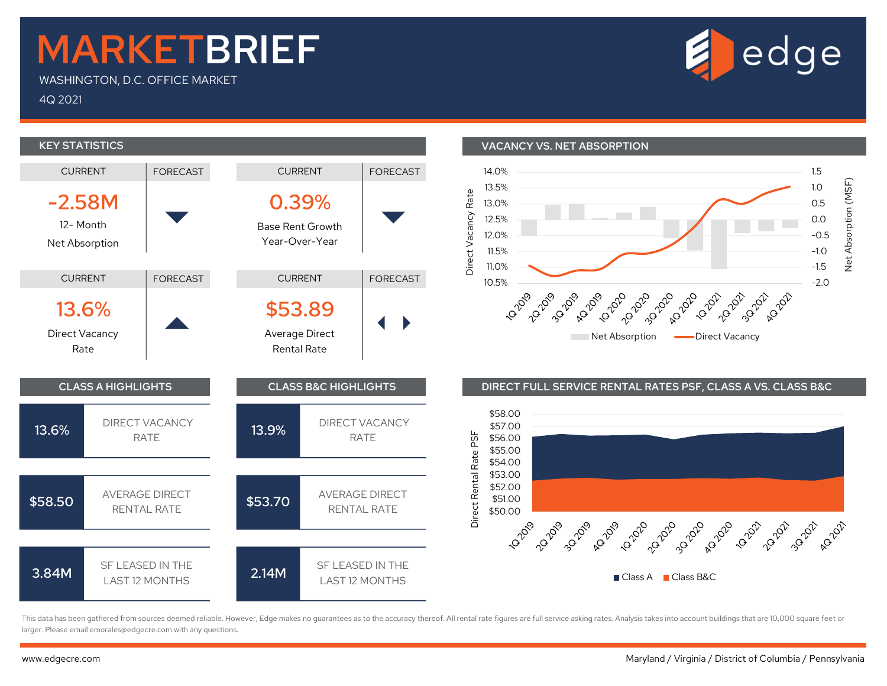# MARKETBRIEF

WASHINGTON, D.C. OFFICE MARKET

4Q 2021

edge

## KEY STATISTICS

| CURRENT | FORECAST |
|---|---|
| **-2.58M** 12- Month Net Absorption | ▼ |
| **0.39%** Base Rent Growth Year-Over-Year | ▼ |
| **13.6%** Direct Vacancy Rate | ▲ |
| **$53.89** Average Direct Rental Rate | ◀ ▶ |

## VACANCY VS. NET ABSORPTION

Direct Vacancy Rate: 14.0%, 13.5%, 13.0%, 12.5%, 12.0%, 11.5%, 11.0%, 10.5%

Net Absorption (MSF): 1.5, 1.0, 0.5, 0.0, -0.5, -1.0, -1.5, -2.0

1Q 2019, 2Q 2019, 3Q 2019, 4Q 2019, 1Q 2020, 2Q 2020, 3Q 2020, 4Q 2020, 1Q 2021, 2Q 2021, 3Q 2021, 4Q 2021

Net Absorption | Direct Vacancy

## CLASS A HIGHLIGHTS

| | |
|---|---|
| 13.6% | DIRECT VACANCY RATE |
| $58.50 | AVERAGE DIRECT RENTAL RATE |
| 3.84M | SF LEASED IN THE LAST 12 MONTHS |

## CLASS B&C HIGHLIGHTS

| | |
|---|---|
| 13.9% | DIRECT VACANCY RATE |
| $53.70 | AVERAGE DIRECT RENTAL RATE |
| 2.14M | SF LEASED IN THE LAST 12 MONTHS |

## DIRECT FULL SERVICE RENTAL RATES PSF, CLASS A VS. CLASS B&C

Direct Rental Rate PSF: $58.00, $57.00, $56.00, $55.00, $54.00, $53.00, $52.00, $51.00, $50.00

1Q 2019, 2Q 2019, 3Q 2019, 4Q 2019, 1Q 2020, 2Q 2020, 3Q 2020, 4Q 2020, 1Q 2021, 2Q 2021, 3Q 2021, 4Q 2021

Class A | Class B&C

This data has been gathered from sources deemed reliable. However, Edge makes no guarantees as to the accuracy thereof. All rental rate figures are full service asking rates. Analysis takes into account buildings that are 10,000 square feet or larger. Please email emorales@edgecre.com with any questions.

www.edgecre.com

Maryland / Virginia / District of Columbia / Pennsylvania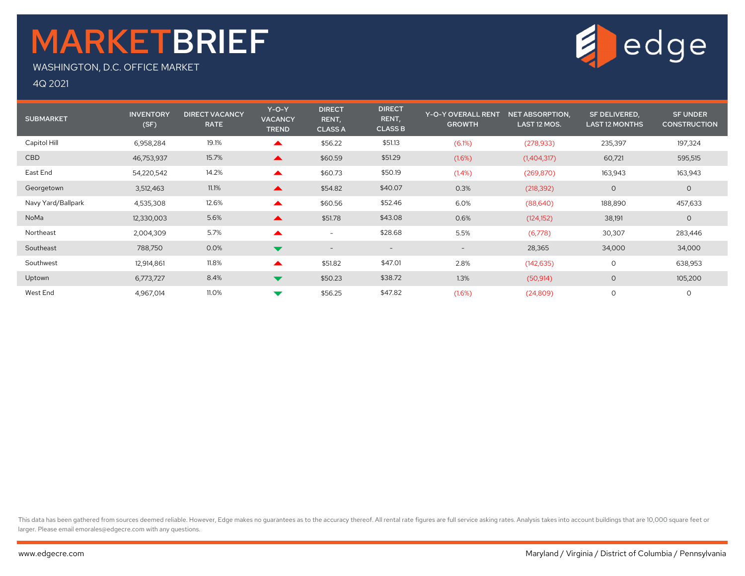# MARKETBRIEF

WASHINGTON, D.C. OFFICE MARKET

4Q 2021

edge

| SUBMARKET | INVENTORY (SF) | DIRECT VACANCY RATE | Y-O-Y VACANCY TREND | DIRECT RENT, CLASS A | DIRECT RENT, CLASS B | Y-O-Y OVERALL RENT GROWTH | NET ABSORPTION, LAST 12 MOS. | SF DELIVERED, LAST 12 MONTHS | SF UNDER CONSTRUCTION |
|---|---|---|---|---|---|---|---|---|---|
| Capitol Hill | 6,958,284 | 19.1% | ▲ | $56.22 | $51.13 | (6.1%) | (278,933) | 235,397 | 197,324 |
| CBD | 46,753,937 | 15.7% | ▲ | $60.59 | $51.29 | (1.6%) | (1,404,317) | 60,721 | 595,515 |
| East End | 54,220,542 | 14.2% | ▲ | $60.73 | $50.19 | (1.4%) | (269,870) | 163,943 | 163,943 |
| Georgetown | 3,512,463 | 11.1% | ▲ | $54.82 | $40.07 | 0.3% | (218,392) | 0 | 0 |
| Navy Yard/Ballpark | 4,535,308 | 12.6% | ▲ | $60.56 | $52.46 | 6.0% | (88,640) | 188,890 | 457,633 |
| NoMa | 12,330,003 | 5.6% | ▲ | $51.78 | $43.08 | 0.6% | (124,152) | 38,191 | 0 |
| Northeast | 2,004,309 | 5.7% | ▲ | - | $28.68 | 5.5% | (6,778) | 30,307 | 283,446 |
| Southeast | 788,750 | 0.0% | ▼ | - | - | - | 28,365 | 34,000 | 34,000 |
| Southwest | 12,914,861 | 11.8% | ▲ | $51.82 | $47.01 | 2.8% | (142,635) | 0 | 638,953 |
| Uptown | 6,773,727 | 8.4% | ▼ | $50.23 | $38.72 | 1.3% | (50,914) | 0 | 105,200 |
| West End | 4,967,014 | 11.0% | ▼ | $56.25 | $47.82 | (1.6%) | (24,809) | 0 | 0 |

This data has been gathered from sources deemed reliable. However, Edge makes no guarantees as to the accuracy thereof. All rental rate figures are full service asking rates. Analysis takes into account buildings that are 10,000 square feet or larger. Please email emorales@edgecre.com with any questions.

www.edgecre.com

Maryland / Virginia / District of Columbia / Pennsylvania